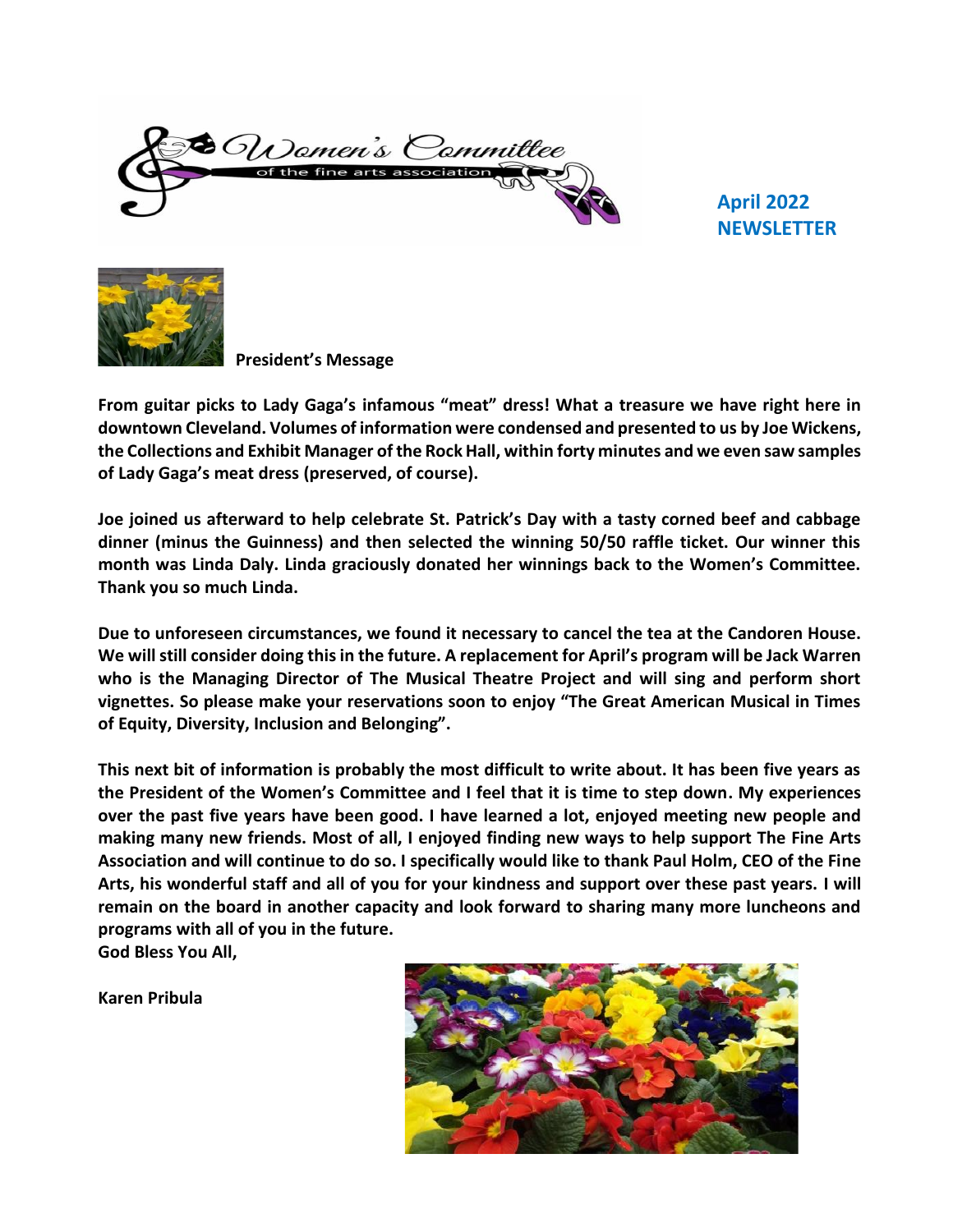Women's Committee of the fine arts association

**April 2022 NEWSLETTER**

**President's Message**

**From guitar picks to Lady Gaga's infamous "meat" dress! What a treasure we have right here in downtown Cleveland. Volumes of information were condensed and presented to us by Joe Wickens, the Collections and Exhibit Manager of the Rock Hall, within forty minutes and we even saw samples of Lady Gaga's meat dress (preserved, of course).**

**Joe joined us afterward to help celebrate St. Patrick's Day with a tasty corned beef and cabbage dinner (minus the Guinness) and then selected the winning 50/50 raffle ticket. Our winner this month was Linda Daly. Linda graciously donated her winnings back to the Women's Committee. Thank you so much Linda.**

**Due to unforeseen circumstances, we found it necessary to cancel the tea at the Candoren House. We will still consider doing this in the future. A replacement for April's program will be Jack Warren who is the Managing Director of The Musical Theatre Project and will sing and perform short vignettes. So please make your reservations soon to enjoy "The Great American Musical in Times of Equity, Diversity, Inclusion and Belonging".**

**This next bit of information is probably the most difficult to write about. It has been five years as the President of the Women's Committee and I feel that it is time to step down. My experiences over the past five years have been good. I have learned a lot, enjoyed meeting new people and making many new friends. Most of all, I enjoyed finding new ways to help support The Fine Arts Association and will continue to do so. I specifically would like to thank Paul Holm, CEO of the Fine Arts, his wonderful staff and all of you for your kindness and support over these past years. I will remain on the board in another capacity and look forward to sharing many more luncheons and programs with all of you in the future.**

**God Bless You All,**

**Karen Pribula**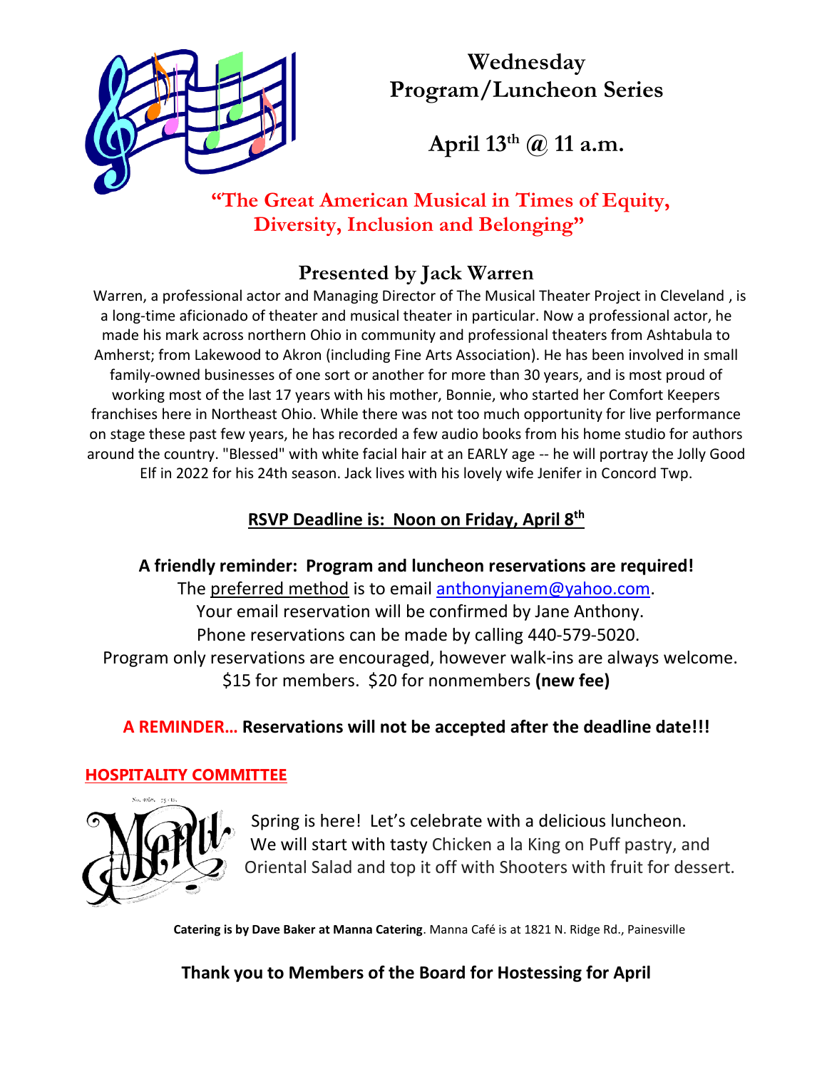# Wednesday Program/Luncheon Series

## April 13th @ 11 a.m.

## "The Great American Musical in Times of Equity, Diversity, Inclusion and Belonging"

## Presented by Jack Warren

Warren, a professional actor and Managing Director of The Musical Theater Project in Cleveland , is a long-time aficionado of theater and musical theater in particular. Now a professional actor, he made his mark across northern Ohio in community and professional theaters from Ashtabula to Amherst; from Lakewood to Akron (including Fine Arts Association). He has been involved in small family-owned businesses of one sort or another for more than 30 years, and is most proud of working most of the last 17 years with his mother, Bonnie, who started her Comfort Keepers franchises here in Northeast Ohio. While there was not too much opportunity for live performance on stage these past few years, he has recorded a few audio books from his home studio for authors around the country. "Blessed" with white facial hair at an EARLY age -- he will portray the Jolly Good Elf in 2022 for his 24th season. Jack lives with his lovely wife Jenifer in Concord Twp.

**RSVP Deadline is: Noon on Friday, April 8th**

**A friendly reminder: Program and luncheon reservations are required!**

The preferred method is to email anthonyjanem@yahoo.com.
Your email reservation will be confirmed by Jane Anthony.
Phone reservations can be made by calling 440-579-5020.
Program only reservations are encouraged, however walk-ins are always welcome.
$15 for members. $20 for nonmembers **(new fee)**

**A REMINDER… Reservations will not be accepted after the deadline date!!!**

**HOSPITALITY COMMITTEE**

Spring is here! Let's celebrate with a delicious luncheon. We will start with tasty Chicken a la King on Puff pastry, and Oriental Salad and top it off with Shooters with fruit for dessert.

**Catering is by Dave Baker at Manna Catering**. Manna Café is at 1821 N. Ridge Rd., Painesville

**Thank you to Members of the Board for Hostessing for April**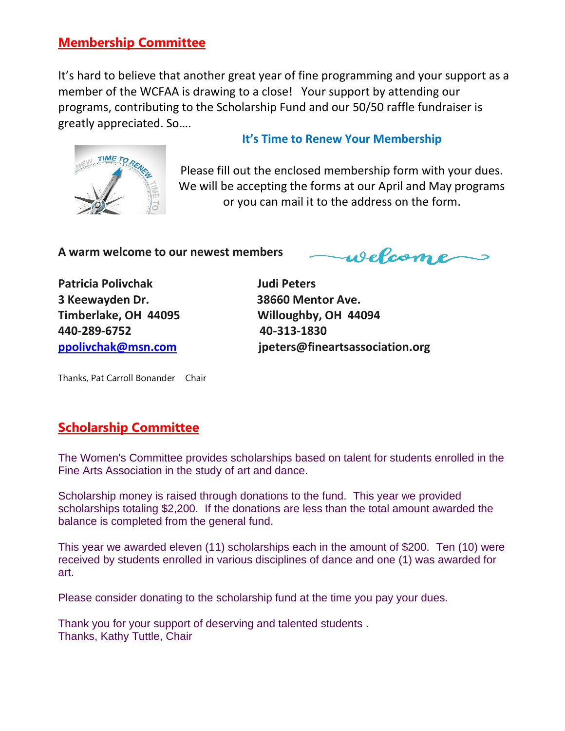## Membership Committee

It's hard to believe that another great year of fine programming and your support as a member of the WCFAA is drawing to a close! Your support by attending our programs, contributing to the Scholarship Fund and our 50/50 raffle fundraiser is greatly appreciated. So….

### It's Time to Renew Your Membership

Please fill out the enclosed membership form with your dues. We will be accepting the forms at our April and May programs or you can mail it to the address on the form.

**A warm welcome to our newest members**

welcome

**Patricia Polivchak**
**3 Keewayden Dr.**
**Timberlake, OH 44095**
**440-289-6752**
**ppolivchak@msn.com**

**Judi Peters**
**38660 Mentor Ave.**
**Willoughby, OH 44094**
**40-313-1830**
**jpeters@fineartsassociation.org**

Thanks, Pat Carroll Bonander Chair

## Scholarship Committee

The Women's Committee provides scholarships based on talent for students enrolled in the Fine Arts Association in the study of art and dance.

Scholarship money is raised through donations to the fund. This year we provided scholarships totaling $2,200. If the donations are less than the total amount awarded the balance is completed from the general fund.

This year we awarded eleven (11) scholarships each in the amount of $200. Ten (10) were received by students enrolled in various disciplines of dance and one (1) was awarded for art.

Please consider donating to the scholarship fund at the time you pay your dues.

Thank you for your support of deserving and talented students .
Thanks, Kathy Tuttle, Chair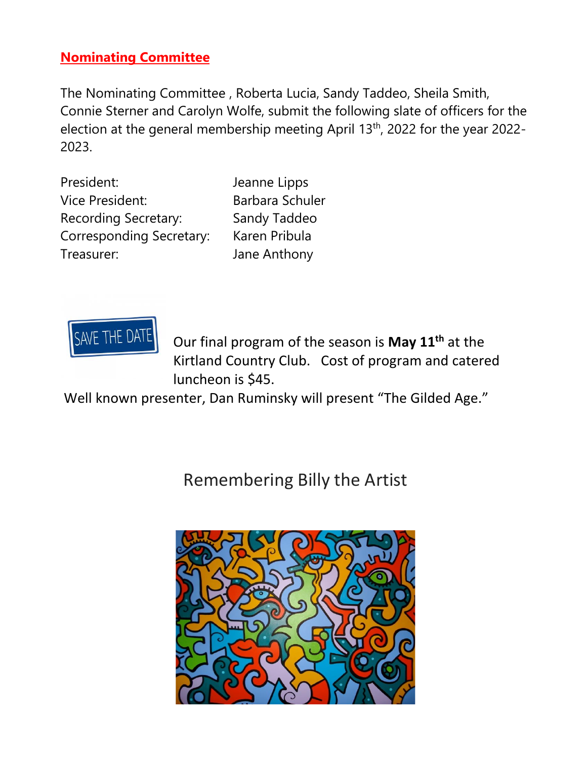## Nominating Committee

The Nominating Committee , Roberta Lucia, Sandy Taddeo, Sheila Smith, Connie Sterner and Carolyn Wolfe, submit the following slate of officers for the election at the general membership meeting April 13th, 2022 for the year 2022-2023.

| | |
|---|---|
| President: | Jeanne Lipps |
| Vice President: | Barbara Schuler |
| Recording Secretary: | Sandy Taddeo |
| Corresponding Secretary: | Karen Pribula |
| Treasurer: | Jane Anthony |

SAVE THE DATE

Our final program of the season is **May 11th** at the Kirtland Country Club. Cost of program and catered luncheon is $45.

Well known presenter, Dan Ruminsky will present "The Gilded Age."

## Remembering Billy the Artist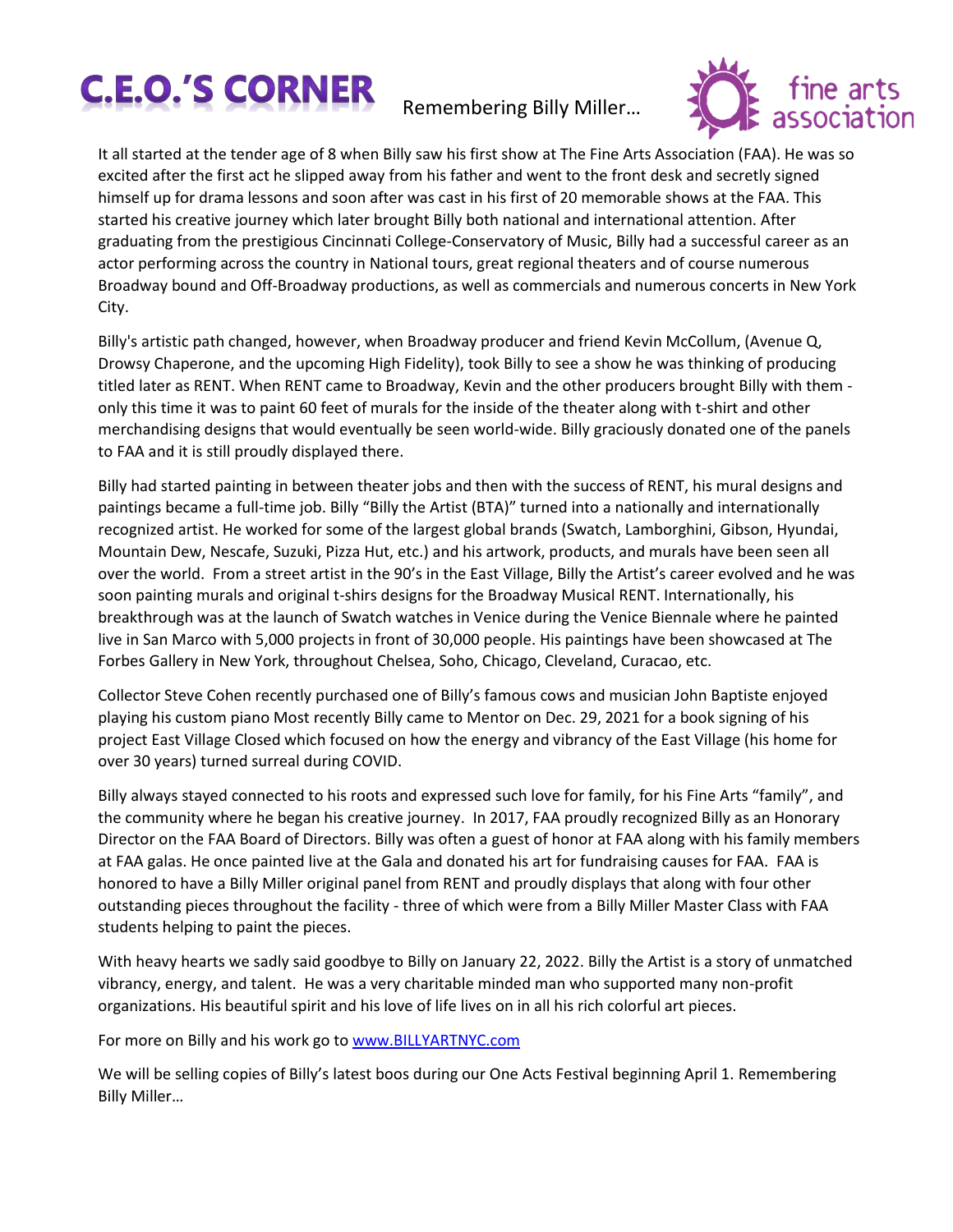# C.E.O.'S CORNER

Remembering Billy Miller…

fine arts association

It all started at the tender age of 8 when Billy saw his first show at The Fine Arts Association (FAA). He was so excited after the first act he slipped away from his father and went to the front desk and secretly signed himself up for drama lessons and soon after was cast in his first of 20 memorable shows at the FAA. This started his creative journey which later brought Billy both national and international attention. After graduating from the prestigious Cincinnati College-Conservatory of Music, Billy had a successful career as an actor performing across the country in National tours, great regional theaters and of course numerous Broadway bound and Off-Broadway productions, as well as commercials and numerous concerts in New York City.

Billy's artistic path changed, however, when Broadway producer and friend Kevin McCollum, (Avenue Q, Drowsy Chaperone, and the upcoming High Fidelity), took Billy to see a show he was thinking of producing titled later as RENT. When RENT came to Broadway, Kevin and the other producers brought Billy with them - only this time it was to paint 60 feet of murals for the inside of the theater along with t-shirt and other merchandising designs that would eventually be seen world-wide. Billy graciously donated one of the panels to FAA and it is still proudly displayed there.

Billy had started painting in between theater jobs and then with the success of RENT, his mural designs and paintings became a full-time job. Billy "Billy the Artist (BTA)" turned into a nationally and internationally recognized artist. He worked for some of the largest global brands (Swatch, Lamborghini, Gibson, Hyundai, Mountain Dew, Nescafe, Suzuki, Pizza Hut, etc.) and his artwork, products, and murals have been seen all over the world. From a street artist in the 90's in the East Village, Billy the Artist's career evolved and he was soon painting murals and original t-shirs designs for the Broadway Musical RENT. Internationally, his breakthrough was at the launch of Swatch watches in Venice during the Venice Biennale where he painted live in San Marco with 5,000 projects in front of 30,000 people. His paintings have been showcased at The Forbes Gallery in New York, throughout Chelsea, Soho, Chicago, Cleveland, Curacao, etc.

Collector Steve Cohen recently purchased one of Billy's famous cows and musician John Baptiste enjoyed playing his custom piano Most recently Billy came to Mentor on Dec. 29, 2021 for a book signing of his project East Village Closed which focused on how the energy and vibrancy of the East Village (his home for over 30 years) turned surreal during COVID.

Billy always stayed connected to his roots and expressed such love for family, for his Fine Arts "family", and the community where he began his creative journey. In 2017, FAA proudly recognized Billy as an Honorary Director on the FAA Board of Directors. Billy was often a guest of honor at FAA along with his family members at FAA galas. He once painted live at the Gala and donated his art for fundraising causes for FAA. FAA is honored to have a Billy Miller original panel from RENT and proudly displays that along with four other outstanding pieces throughout the facility - three of which were from a Billy Miller Master Class with FAA students helping to paint the pieces.

With heavy hearts we sadly said goodbye to Billy on January 22, 2022. Billy the Artist is a story of unmatched vibrancy, energy, and talent. He was a very charitable minded man who supported many non-profit organizations. His beautiful spirit and his love of life lives on in all his rich colorful art pieces.

For more on Billy and his work go to [www.BILLYARTNYC.com](http://www.BILLYARTNYC.com)

We will be selling copies of Billy's latest boos during our One Acts Festival beginning April 1. Remembering Billy Miller…